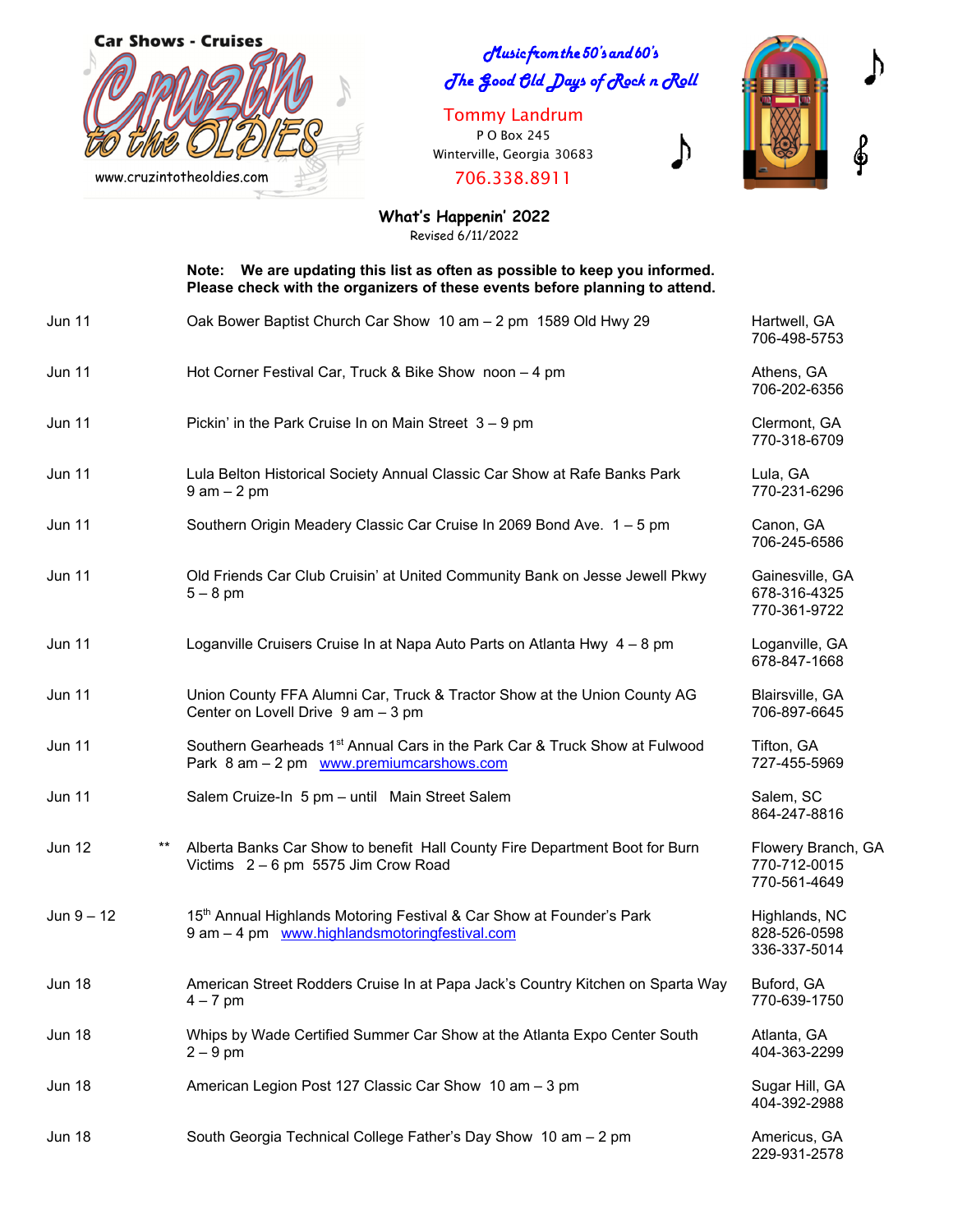Car Shows - Cruises

Cruzin to the Oldies

www.cruzintotheoldies.com

*Music from the 50's and 60's*

*The Good Old Days of Rock n Roll*

Tommy Landrum
P O Box 245
Winterville, Georgia 30683
706.338.8911

## What's Happenin' 2022

Revised 6/11/2022

**Note: We are updating this list as often as possible to keep you informed. Please check with the organizers of these events before planning to attend.**

| Date | | Event | Location |
|---|---|---|---|
| Jun 11 | | Oak Bower Baptist Church Car Show 10 am – 2 pm 1589 Old Hwy 29 | Hartwell, GA 706-498-5753 |
| Jun 11 | | Hot Corner Festival Car, Truck & Bike Show noon – 4 pm | Athens, GA 706-202-6356 |
| Jun 11 | | Pickin' in the Park Cruise In on Main Street 3 – 9 pm | Clermont, GA 770-318-6709 |
| Jun 11 | | Lula Belton Historical Society Annual Classic Car Show at Rafe Banks Park 9 am – 2 pm | Lula, GA 770-231-6296 |
| Jun 11 | | Southern Origin Meadery Classic Car Cruise In 2069 Bond Ave. 1 – 5 pm | Canon, GA 706-245-6586 |
| Jun 11 | | Old Friends Car Club Cruisin' at United Community Bank on Jesse Jewell Pkwy 5 – 8 pm | Gainesville, GA 678-316-4325 770-361-9722 |
| Jun 11 | | Loganville Cruisers Cruise In at Napa Auto Parts on Atlanta Hwy 4 – 8 pm | Loganville, GA 678-847-1668 |
| Jun 11 | | Union County FFA Alumni Car, Truck & Tractor Show at the Union County AG Center on Lovell Drive 9 am – 3 pm | Blairsville, GA 706-897-6645 |
| Jun 11 | | Southern Gearheads 1st Annual Cars in the Park Car & Truck Show at Fulwood Park 8 am – 2 pm www.premiumcarshows.com | Tifton, GA 727-455-5969 |
| Jun 11 | | Salem Cruize-In 5 pm – until Main Street Salem | Salem, SC 864-247-8816 |
| Jun 12 | ** | Alberta Banks Car Show to benefit Hall County Fire Department Boot for Burn Victims 2 – 6 pm 5575 Jim Crow Road | Flowery Branch, GA 770-712-0015 770-561-4649 |
| Jun 9 – 12 | | 15th Annual Highlands Motoring Festival & Car Show at Founder's Park 9 am – 4 pm www.highlandsmotoringfestival.com | Highlands, NC 828-526-0598 336-337-5014 |
| Jun 18 | | American Street Rodders Cruise In at Papa Jack's Country Kitchen on Sparta Way 4 – 7 pm | Buford, GA 770-639-1750 |
| Jun 18 | | Whips by Wade Certified Summer Car Show at the Atlanta Expo Center South 2 – 9 pm | Atlanta, GA 404-363-2299 |
| Jun 18 | | American Legion Post 127 Classic Car Show 10 am – 3 pm | Sugar Hill, GA 404-392-2988 |
| Jun 18 | | South Georgia Technical College Father's Day Show 10 am – 2 pm | Americus, GA 229-931-2578 |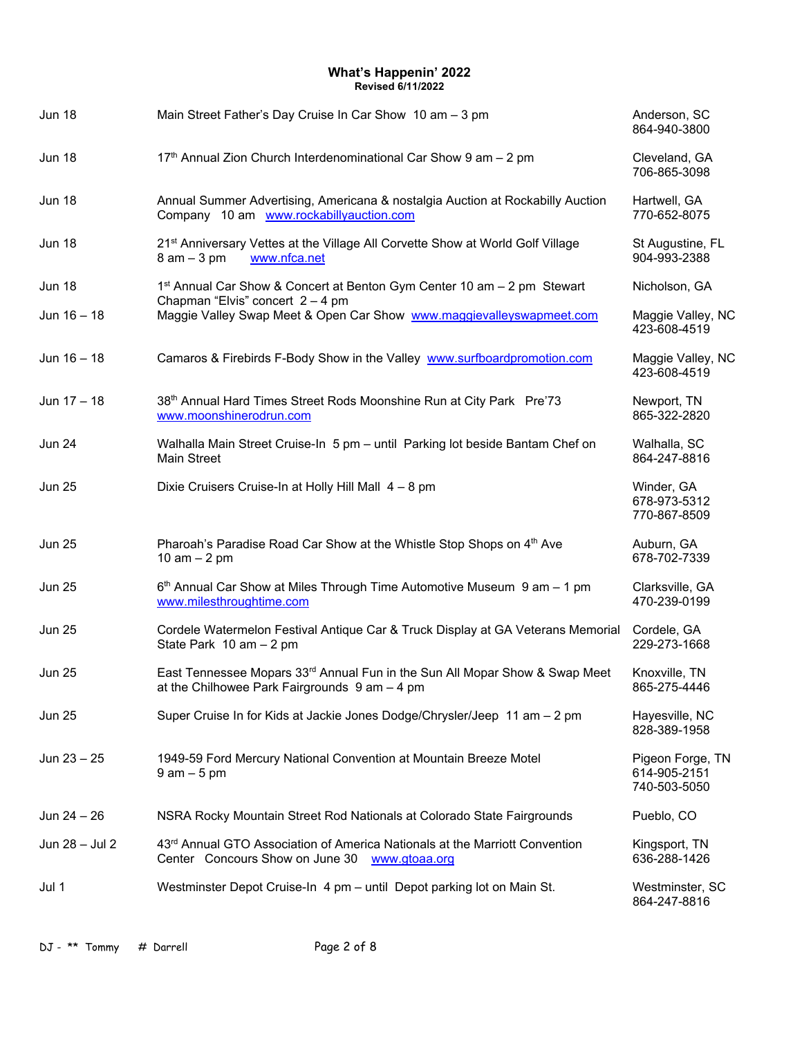**What's Happenin' 2022**
**Revised 6/11/2022**

| Date | Event | Location |
|---|---|---|
| Jun 18 | Main Street Father's Day Cruise In Car Show 10 am – 3 pm | Anderson, SC 864-940-3800 |
| Jun 18 | 17th Annual Zion Church Interdenominational Car Show 9 am – 2 pm | Cleveland, GA 706-865-3098 |
| Jun 18 | Annual Summer Advertising, Americana & nostalgia Auction at Rockabilly Auction Company 10 am www.rockabillyauction.com | Hartwell, GA 770-652-8075 |
| Jun 18 | 21st Anniversary Vettes at the Village All Corvette Show at World Golf Village 8 am – 3 pm www.nfca.net | St Augustine, FL 904-993-2388 |
| Jun 18 | 1st Annual Car Show & Concert at Benton Gym Center 10 am – 2 pm Stewart Chapman "Elvis" concert 2 – 4 pm | Nicholson, GA |
| Jun 16 – 18 | Maggie Valley Swap Meet & Open Car Show www.maggievalleyswapmeet.com | Maggie Valley, NC 423-608-4519 |
| Jun 16 – 18 | Camaros & Firebirds F-Body Show in the Valley www.surfboardpromotion.com | Maggie Valley, NC 423-608-4519 |
| Jun 17 – 18 | 38th Annual Hard Times Street Rods Moonshine Run at City Park Pre'73 www.moonshinerodrun.com | Newport, TN 865-322-2820 |
| Jun 24 | Walhalla Main Street Cruise-In 5 pm – until Parking lot beside Bantam Chef on Main Street | Walhalla, SC 864-247-8816 |
| Jun 25 | Dixie Cruisers Cruise-In at Holly Hill Mall 4 – 8 pm | Winder, GA 678-973-5312 770-867-8509 |
| Jun 25 | Pharoah's Paradise Road Car Show at the Whistle Stop Shops on 4th Ave 10 am – 2 pm | Auburn, GA 678-702-7339 |
| Jun 25 | 6th Annual Car Show at Miles Through Time Automotive Museum 9 am – 1 pm www.milesthroughtime.com | Clarksville, GA 470-239-0199 |
| Jun 25 | Cordele Watermelon Festival Antique Car & Truck Display at GA Veterans Memorial State Park 10 am – 2 pm | Cordele, GA 229-273-1668 |
| Jun 25 | East Tennessee Mopars 33rd Annual Fun in the Sun All Mopar Show & Swap Meet at the Chilhowee Park Fairgrounds 9 am – 4 pm | Knoxville, TN 865-275-4446 |
| Jun 25 | Super Cruise In for Kids at Jackie Jones Dodge/Chrysler/Jeep 11 am – 2 pm | Hayesville, NC 828-389-1958 |
| Jun 23 – 25 | 1949-59 Ford Mercury National Convention at Mountain Breeze Motel 9 am – 5 pm | Pigeon Forge, TN 614-905-2151 740-503-5050 |
| Jun 24 – 26 | NSRA Rocky Mountain Street Rod Nationals at Colorado State Fairgrounds | Pueblo, CO |
| Jun 28 – Jul 2 | 43rd Annual GTO Association of America Nationals at the Marriott Convention Center Concours Show on June 30 www.gtoaa.org | Kingsport, TN 636-288-1426 |
| Jul 1 | Westminster Depot Cruise-In 4 pm – until Depot parking lot on Main St. | Westminster, SC 864-247-8816 |

DJ - ** Tommy # Darrell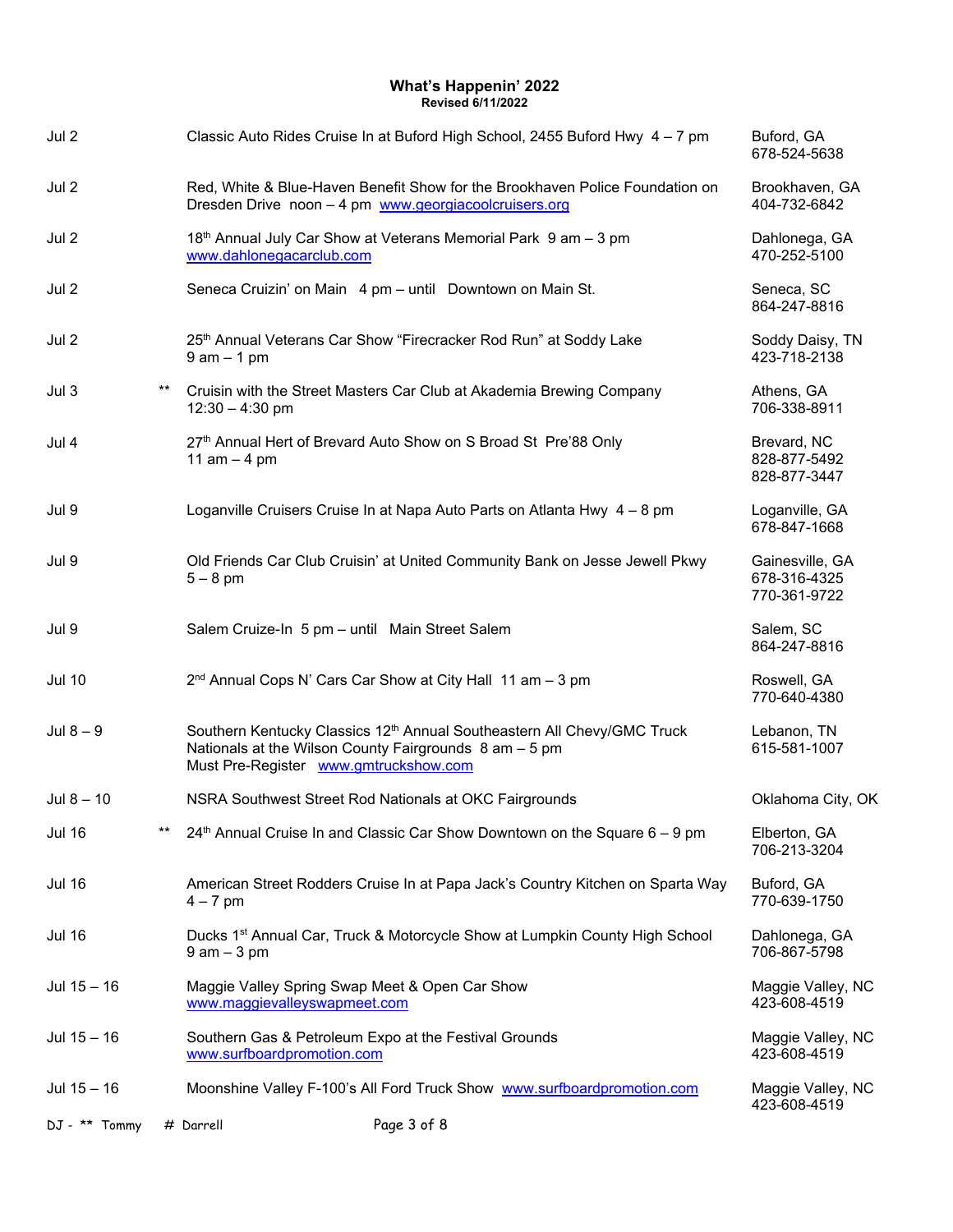**What's Happenin' 2022**
**Revised 6/11/2022**

| Date | | Event | Location |
|---|---|---|---|
| Jul 2 | | Classic Auto Rides Cruise In at Buford High School, 2455 Buford Hwy 4 – 7 pm | Buford, GA 678-524-5638 |
| Jul 2 | | Red, White & Blue-Haven Benefit Show for the Brookhaven Police Foundation on Dresden Drive noon – 4 pm www.georgiacoolcruisers.org | Brookhaven, GA 404-732-6842 |
| Jul 2 | | 18th Annual July Car Show at Veterans Memorial Park 9 am – 3 pm www.dahlonegacarclub.com | Dahlonega, GA 470-252-5100 |
| Jul 2 | | Seneca Cruizin' on Main 4 pm – until Downtown on Main St. | Seneca, SC 864-247-8816 |
| Jul 2 | | 25th Annual Veterans Car Show "Firecracker Rod Run" at Soddy Lake 9 am – 1 pm | Soddy Daisy, TN 423-718-2138 |
| Jul 3 | ** | Cruisin with the Street Masters Car Club at Akademia Brewing Company 12:30 – 4:30 pm | Athens, GA 706-338-8911 |
| Jul 4 | | 27th Annual Hert of Brevard Auto Show on S Broad St Pre'88 Only 11 am – 4 pm | Brevard, NC 828-877-5492 828-877-3447 |
| Jul 9 | | Loganville Cruisers Cruise In at Napa Auto Parts on Atlanta Hwy 4 – 8 pm | Loganville, GA 678-847-1668 |
| Jul 9 | | Old Friends Car Club Cruisin' at United Community Bank on Jesse Jewell Pkwy 5 – 8 pm | Gainesville, GA 678-316-4325 770-361-9722 |
| Jul 9 | | Salem Cruize-In 5 pm – until Main Street Salem | Salem, SC 864-247-8816 |
| Jul 10 | | 2nd Annual Cops N' Cars Car Show at City Hall 11 am – 3 pm | Roswell, GA 770-640-4380 |
| Jul 8 – 9 | | Southern Kentucky Classics 12th Annual Southeastern All Chevy/GMC Truck Nationals at the Wilson County Fairgrounds 8 am – 5 pm Must Pre-Register www.gmtruckshow.com | Lebanon, TN 615-581-1007 |
| Jul 8 – 10 | | NSRA Southwest Street Rod Nationals at OKC Fairgrounds | Oklahoma City, OK |
| Jul 16 | ** | 24th Annual Cruise In and Classic Car Show Downtown on the Square 6 – 9 pm | Elberton, GA 706-213-3204 |
| Jul 16 | | American Street Rodders Cruise In at Papa Jack's Country Kitchen on Sparta Way 4 – 7 pm | Buford, GA 770-639-1750 |
| Jul 16 | | Ducks 1st Annual Car, Truck & Motorcycle Show at Lumpkin County High School 9 am – 3 pm | Dahlonega, GA 706-867-5798 |
| Jul 15 – 16 | | Maggie Valley Spring Swap Meet & Open Car Show www.maggievalleyswapmeet.com | Maggie Valley, NC 423-608-4519 |
| Jul 15 – 16 | | Southern Gas & Petroleum Expo at the Festival Grounds www.surfboardpromotion.com | Maggie Valley, NC 423-608-4519 |
| Jul 15 – 16 | | Moonshine Valley F-100's All Ford Truck Show www.surfboardpromotion.com | Maggie Valley, NC 423-608-4519 |

DJ - ** Tommy # Darrell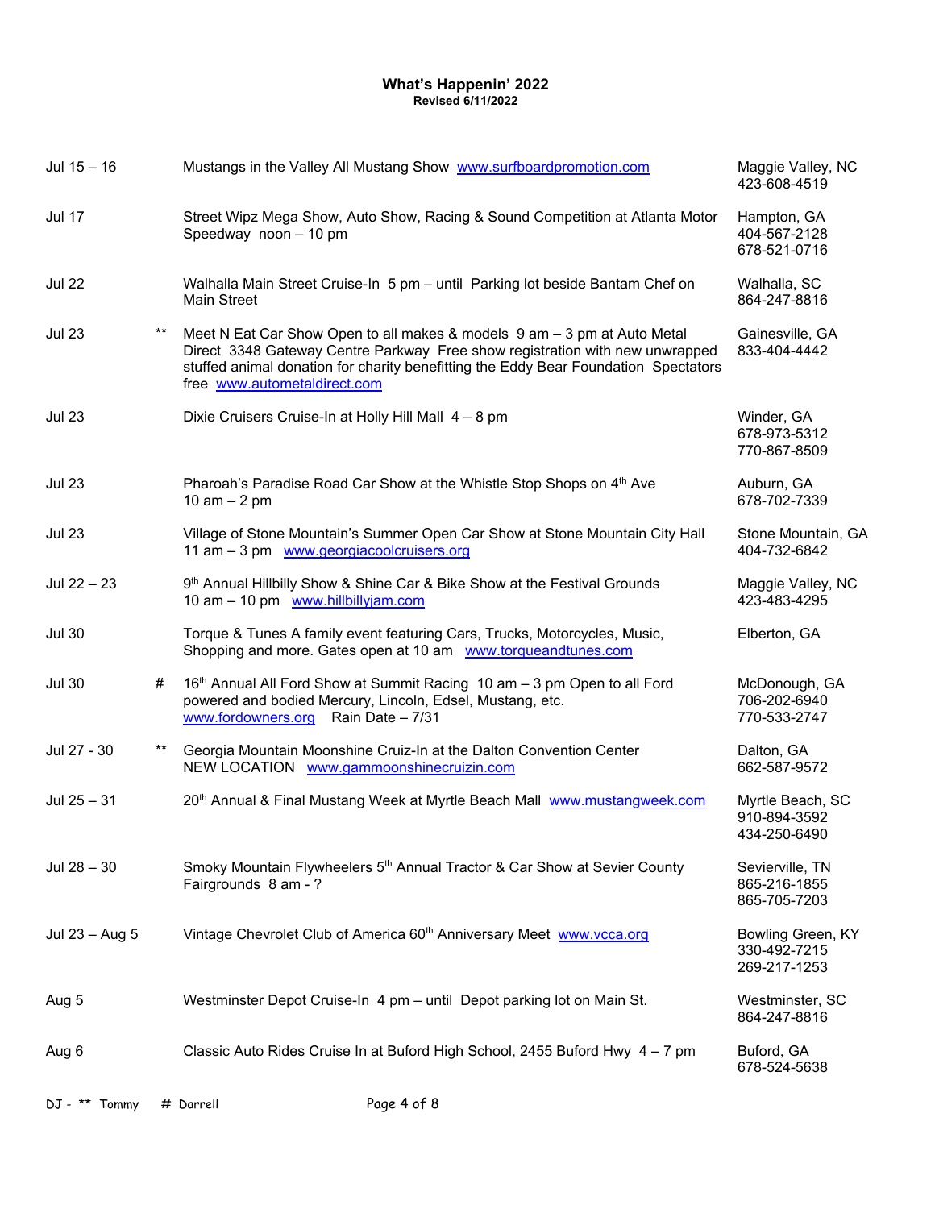# What's Happenin' 2022

**Revised 6/11/2022**

| Date | | Event | Location / Phone |
|---|---|---|---|
| Jul 15 – 16 | | Mustangs in the Valley All Mustang Show www.surfboardpromotion.com | Maggie Valley, NC 423-608-4519 |
| Jul 17 | | Street Wipz Mega Show, Auto Show, Racing & Sound Competition at Atlanta Motor Speedway noon – 10 pm | Hampton, GA 404-567-2128 678-521-0716 |
| Jul 22 | | Walhalla Main Street Cruise-In 5 pm – until Parking lot beside Bantam Chef on Main Street | Walhalla, SC 864-247-8816 |
| Jul 23 | ** | Meet N Eat Car Show Open to all makes & models 9 am – 3 pm at Auto Metal Direct 3348 Gateway Centre Parkway Free show registration with new unwrapped stuffed animal donation for charity benefitting the Eddy Bear Foundation Spectators free www.autometaldirect.com | Gainesville, GA 833-404-4442 |
| Jul 23 | | Dixie Cruisers Cruise-In at Holly Hill Mall 4 – 8 pm | Winder, GA 678-973-5312 770-867-8509 |
| Jul 23 | | Pharoah's Paradise Road Car Show at the Whistle Stop Shops on 4th Ave 10 am – 2 pm | Auburn, GA 678-702-7339 |
| Jul 23 | | Village of Stone Mountain's Summer Open Car Show at Stone Mountain City Hall 11 am – 3 pm www.georgiacoolcruisers.org | Stone Mountain, GA 404-732-6842 |
| Jul 22 – 23 | | 9th Annual Hillbilly Show & Shine Car & Bike Show at the Festival Grounds 10 am – 10 pm www.hillbillyjam.com | Maggie Valley, NC 423-483-4295 |
| Jul 30 | | Torque & Tunes A family event featuring Cars, Trucks, Motorcycles, Music, Shopping and more. Gates open at 10 am www.torqueandtunes.com | Elberton, GA |
| Jul 30 | # | 16th Annual All Ford Show at Summit Racing 10 am – 3 pm Open to all Ford powered and bodied Mercury, Lincoln, Edsel, Mustang, etc. www.fordowners.org Rain Date – 7/31 | McDonough, GA 706-202-6940 770-533-2747 |
| Jul 27 - 30 | ** | Georgia Mountain Moonshine Cruiz-In at the Dalton Convention Center NEW LOCATION www.gammoonshinecruizin.com | Dalton, GA 662-587-9572 |
| Jul 25 – 31 | | 20th Annual & Final Mustang Week at Myrtle Beach Mall www.mustangweek.com | Myrtle Beach, SC 910-894-3592 434-250-6490 |
| Jul 28 – 30 | | Smoky Mountain Flywheelers 5th Annual Tractor & Car Show at Sevier County Fairgrounds 8 am - ? | Sevierville, TN 865-216-1855 865-705-7203 |
| Jul 23 – Aug 5 | | Vintage Chevrolet Club of America 60th Anniversary Meet www.vcca.org | Bowling Green, KY 330-492-7215 269-217-1253 |
| Aug 5 | | Westminster Depot Cruise-In 4 pm – until Depot parking lot on Main St. | Westminster, SC 864-247-8816 |
| Aug 6 | | Classic Auto Rides Cruise In at Buford High School, 2455 Buford Hwy 4 – 7 pm | Buford, GA 678-524-5638 |

DJ - ** Tommy # Darrell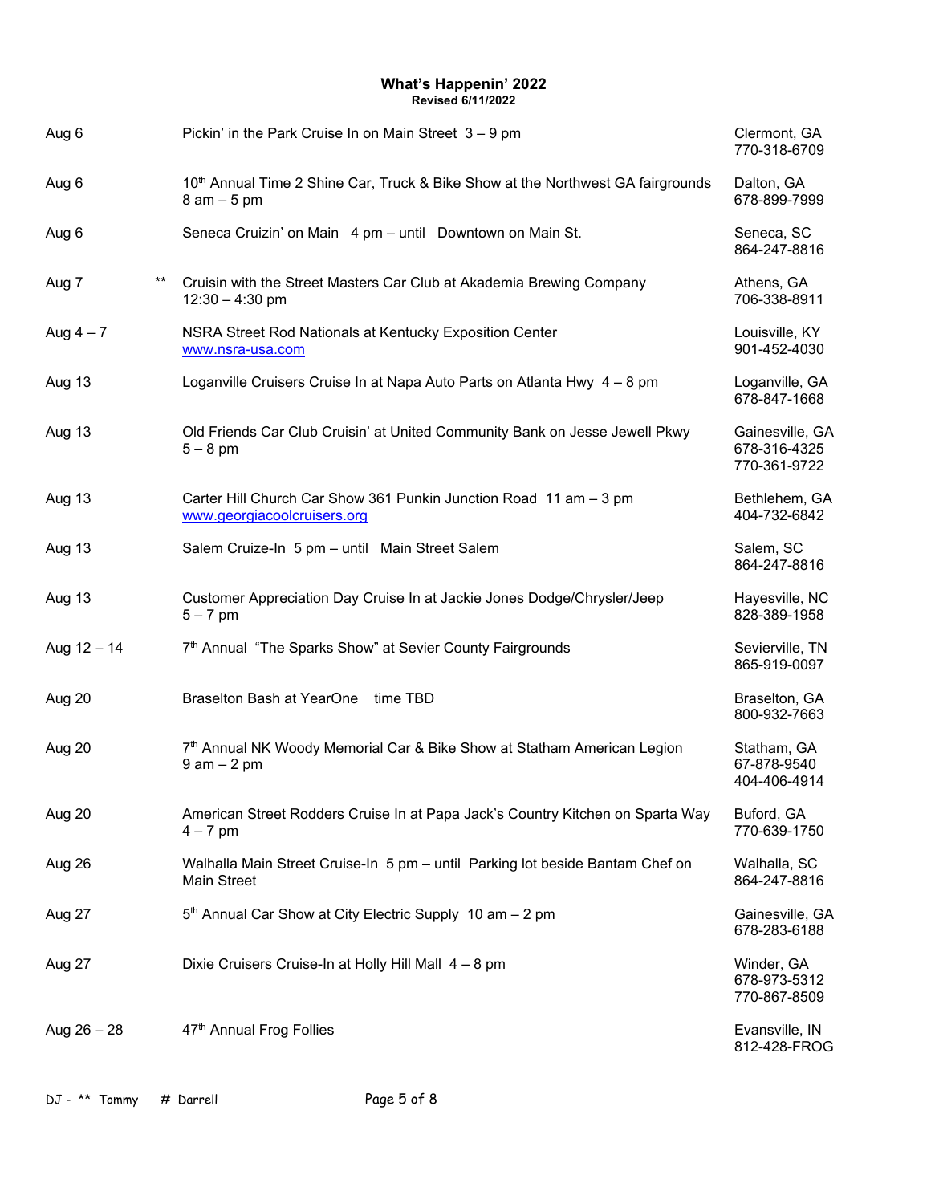**What's Happenin' 2022**
**Revised 6/11/2022**

| | | | |
|---|---|---|---|
| Aug 6 | | Pickin' in the Park Cruise In on Main Street 3 – 9 pm | Clermont, GA 770-318-6709 |
| Aug 6 | | 10th Annual Time 2 Shine Car, Truck & Bike Show at the Northwest GA fairgrounds 8 am – 5 pm | Dalton, GA 678-899-7999 |
| Aug 6 | | Seneca Cruizin' on Main 4 pm – until Downtown on Main St. | Seneca, SC 864-247-8816 |
| Aug 7 | ** | Cruisin with the Street Masters Car Club at Akademia Brewing Company 12:30 – 4:30 pm | Athens, GA 706-338-8911 |
| Aug 4 – 7 | | NSRA Street Rod Nationals at Kentucky Exposition Center www.nsra-usa.com | Louisville, KY 901-452-4030 |
| Aug 13 | | Loganville Cruisers Cruise In at Napa Auto Parts on Atlanta Hwy 4 – 8 pm | Loganville, GA 678-847-1668 |
| Aug 13 | | Old Friends Car Club Cruisin' at United Community Bank on Jesse Jewell Pkwy 5 – 8 pm | Gainesville, GA 678-316-4325 770-361-9722 |
| Aug 13 | | Carter Hill Church Car Show 361 Punkin Junction Road 11 am – 3 pm www.georgiacoolcruisers.org | Bethlehem, GA 404-732-6842 |
| Aug 13 | | Salem Cruize-In 5 pm – until Main Street Salem | Salem, SC 864-247-8816 |
| Aug 13 | | Customer Appreciation Day Cruise In at Jackie Jones Dodge/Chrysler/Jeep 5 – 7 pm | Hayesville, NC 828-389-1958 |
| Aug 12 – 14 | | 7th Annual "The Sparks Show" at Sevier County Fairgrounds | Sevierville, TN 865-919-0097 |
| Aug 20 | | Braselton Bash at YearOne time TBD | Braselton, GA 800-932-7663 |
| Aug 20 | | 7th Annual NK Woody Memorial Car & Bike Show at Statham American Legion 9 am – 2 pm | Statham, GA 67-878-9540 404-406-4914 |
| Aug 20 | | American Street Rodders Cruise In at Papa Jack's Country Kitchen on Sparta Way 4 – 7 pm | Buford, GA 770-639-1750 |
| Aug 26 | | Walhalla Main Street Cruise-In 5 pm – until Parking lot beside Bantam Chef on Main Street | Walhalla, SC 864-247-8816 |
| Aug 27 | | 5th Annual Car Show at City Electric Supply 10 am – 2 pm | Gainesville, GA 678-283-6188 |
| Aug 27 | | Dixie Cruisers Cruise-In at Holly Hill Mall 4 – 8 pm | Winder, GA 678-973-5312 770-867-8509 |
| Aug 26 – 28 | | 47th Annual Frog Follies | Evansville, IN 812-428-FROG |

DJ - ** Tommy # Darrell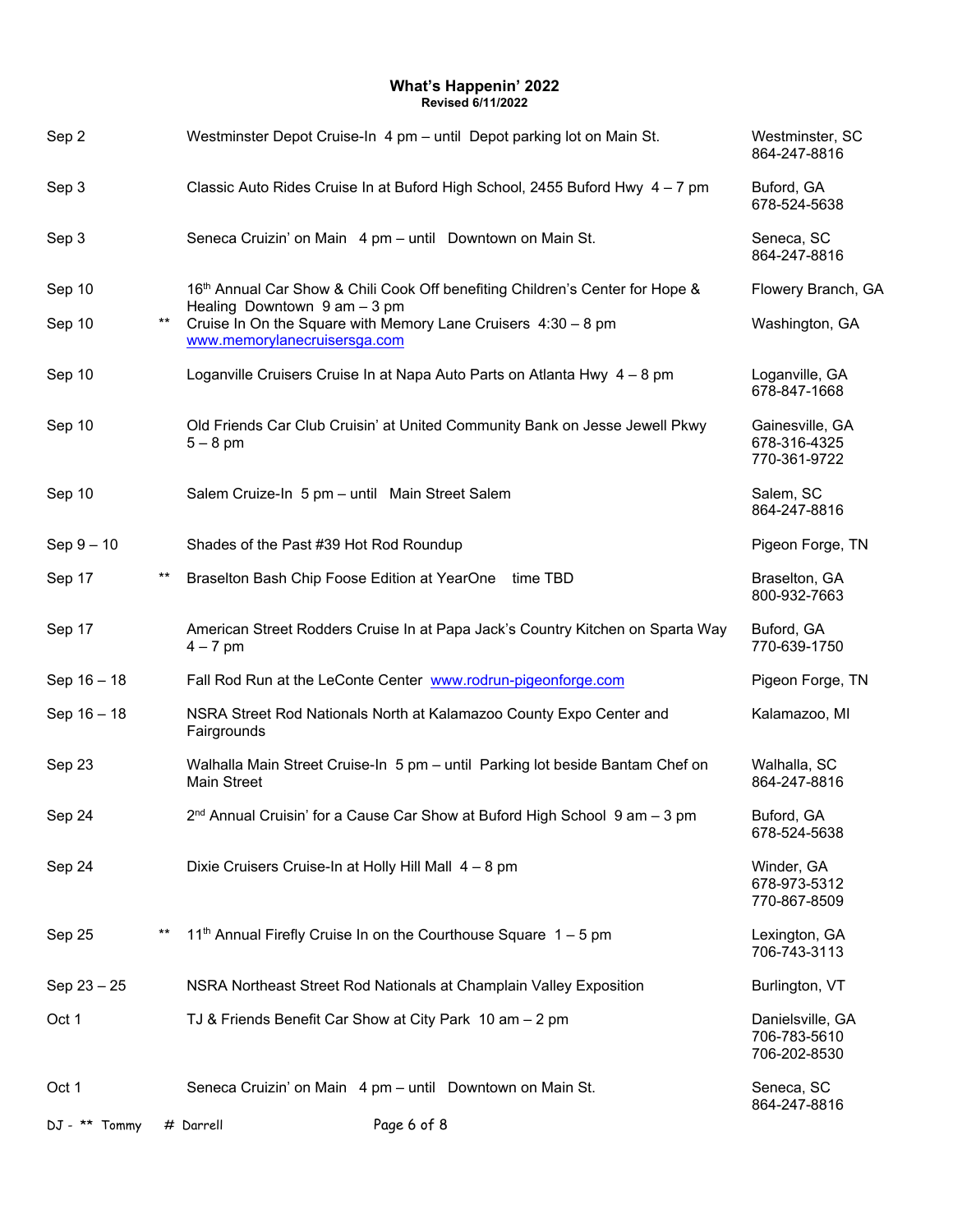**What's Happenin' 2022**
**Revised 6/11/2022**

| Date | | Event | Location |
|---|---|---|---|
| Sep 2 | | Westminster Depot Cruise-In 4 pm – until Depot parking lot on Main St. | Westminster, SC 864-247-8816 |
| Sep 3 | | Classic Auto Rides Cruise In at Buford High School, 2455 Buford Hwy 4 – 7 pm | Buford, GA 678-524-5638 |
| Sep 3 | | Seneca Cruizin' on Main 4 pm – until Downtown on Main St. | Seneca, SC 864-247-8816 |
| Sep 10 | | 16th Annual Car Show & Chili Cook Off benefiting Children's Center for Hope & Healing Downtown 9 am – 3 pm | Flowery Branch, GA |
| Sep 10 | ** | Cruise In On the Square with Memory Lane Cruisers 4:30 – 8 pm www.memorylanecruisersga.com | Washington, GA |
| Sep 10 | | Loganville Cruisers Cruise In at Napa Auto Parts on Atlanta Hwy 4 – 8 pm | Loganville, GA 678-847-1668 |
| Sep 10 | | Old Friends Car Club Cruisin' at United Community Bank on Jesse Jewell Pkwy 5 – 8 pm | Gainesville, GA 678-316-4325 770-361-9722 |
| Sep 10 | | Salem Cruize-In 5 pm – until Main Street Salem | Salem, SC 864-247-8816 |
| Sep 9 – 10 | | Shades of the Past #39 Hot Rod Roundup | Pigeon Forge, TN |
| Sep 17 | ** | Braselton Bash Chip Foose Edition at YearOne time TBD | Braselton, GA 800-932-7663 |
| Sep 17 | | American Street Rodders Cruise In at Papa Jack's Country Kitchen on Sparta Way 4 – 7 pm | Buford, GA 770-639-1750 |
| Sep 16 – 18 | | Fall Rod Run at the LeConte Center www.rodrun-pigeonforge.com | Pigeon Forge, TN |
| Sep 16 – 18 | | NSRA Street Rod Nationals North at Kalamazoo County Expo Center and Fairgrounds | Kalamazoo, MI |
| Sep 23 | | Walhalla Main Street Cruise-In 5 pm – until Parking lot beside Bantam Chef on Main Street | Walhalla, SC 864-247-8816 |
| Sep 24 | | 2nd Annual Cruisin' for a Cause Car Show at Buford High School 9 am – 3 pm | Buford, GA 678-524-5638 |
| Sep 24 | | Dixie Cruisers Cruise-In at Holly Hill Mall 4 – 8 pm | Winder, GA 678-973-5312 770-867-8509 |
| Sep 25 | ** | 11th Annual Firefly Cruise In on the Courthouse Square 1 – 5 pm | Lexington, GA 706-743-3113 |
| Sep 23 – 25 | | NSRA Northeast Street Rod Nationals at Champlain Valley Exposition | Burlington, VT |
| Oct 1 | | TJ & Friends Benefit Car Show at City Park 10 am – 2 pm | Danielsville, GA 706-783-5610 706-202-8530 |
| Oct 1 | | Seneca Cruizin' on Main 4 pm – until Downtown on Main St. | Seneca, SC 864-247-8816 |

DJ - ** Tommy # Darrell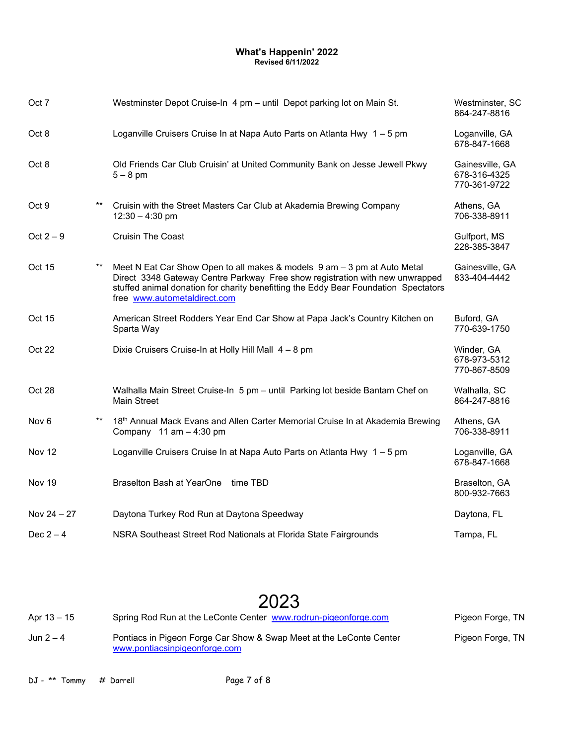**What's Happenin' 2022**
**Revised 6/11/2022**

| Date | | Event | Location |
|---|---|---|---|
| Oct 7 | | Westminster Depot Cruise-In 4 pm – until Depot parking lot on Main St. | Westminster, SC 864-247-8816 |
| Oct 8 | | Loganville Cruisers Cruise In at Napa Auto Parts on Atlanta Hwy 1 – 5 pm | Loganville, GA 678-847-1668 |
| Oct 8 | | Old Friends Car Club Cruisin' at United Community Bank on Jesse Jewell Pkwy 5 – 8 pm | Gainesville, GA 678-316-4325 770-361-9722 |
| Oct 9 | ** | Cruisin with the Street Masters Car Club at Akademia Brewing Company 12:30 – 4:30 pm | Athens, GA 706-338-8911 |
| Oct 2 – 9 | | Cruisin The Coast | Gulfport, MS 228-385-3847 |
| Oct 15 | ** | Meet N Eat Car Show Open to all makes & models 9 am – 3 pm at Auto Metal Direct 3348 Gateway Centre Parkway Free show registration with new unwrapped stuffed animal donation for charity benefitting the Eddy Bear Foundation Spectators free www.autometaldirect.com | Gainesville, GA 833-404-4442 |
| Oct 15 | | American Street Rodders Year End Car Show at Papa Jack's Country Kitchen on Sparta Way | Buford, GA 770-639-1750 |
| Oct 22 | | Dixie Cruisers Cruise-In at Holly Hill Mall 4 – 8 pm | Winder, GA 678-973-5312 770-867-8509 |
| Oct 28 | | Walhalla Main Street Cruise-In 5 pm – until Parking lot beside Bantam Chef on Main Street | Walhalla, SC 864-247-8816 |
| Nov 6 | ** | 18th Annual Mack Evans and Allen Carter Memorial Cruise In at Akademia Brewing Company 11 am – 4:30 pm | Athens, GA 706-338-8911 |
| Nov 12 | | Loganville Cruisers Cruise In at Napa Auto Parts on Atlanta Hwy 1 – 5 pm | Loganville, GA 678-847-1668 |
| Nov 19 | | Braselton Bash at YearOne time TBD | Braselton, GA 800-932-7663 |
| Nov 24 – 27 | | Daytona Turkey Rod Run at Daytona Speedway | Daytona, FL |
| Dec 2 – 4 | | NSRA Southeast Street Rod Nationals at Florida State Fairgrounds | Tampa, FL |

# 2023

| Date | Event | Location |
|---|---|---|
| Apr 13 – 15 | Spring Rod Run at the LeConte Center www.rodrun-pigeonforge.com | Pigeon Forge, TN |
| Jun 2 – 4 | Pontiacs in Pigeon Forge Car Show & Swap Meet at the LeConte Center www.pontiacsinpigeonforge.com | Pigeon Forge, TN |

DJ - ** Tommy # Darrell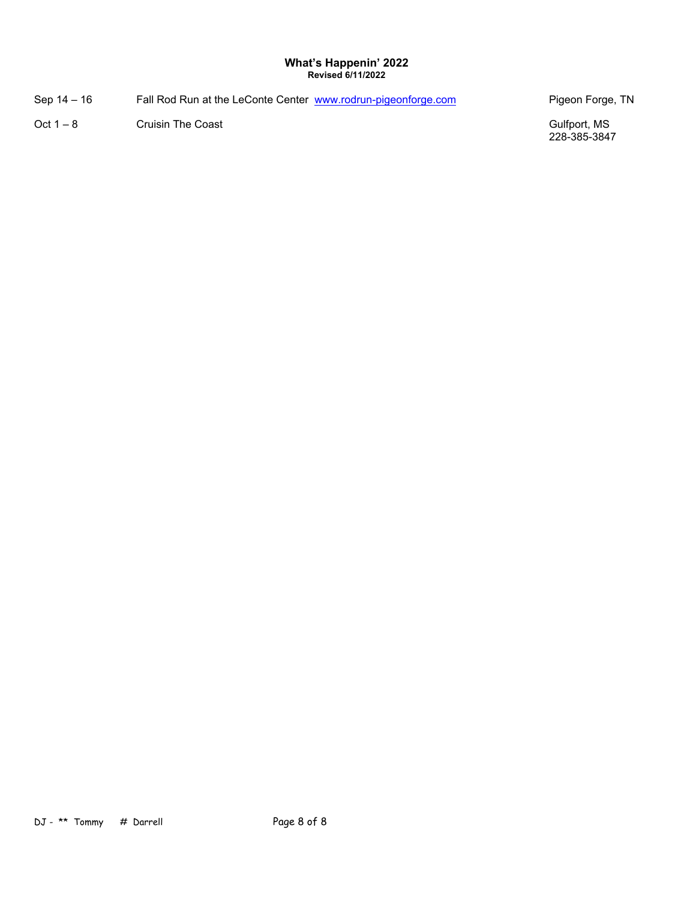**What's Happenin' 2022**
**Revised 6/11/2022**

| | | |
|---|---|---|
| Sep 14 – 16 | Fall Rod Run at the LeConte Center [www.rodrun-pigeonforge.com](http://www.rodrun-pigeonforge.com) | Pigeon Forge, TN |
| Oct 1 – 8 | Cruisin The Coast | Gulfport, MS<br>228-385-3847 |

DJ - ** Tommy # Darrell